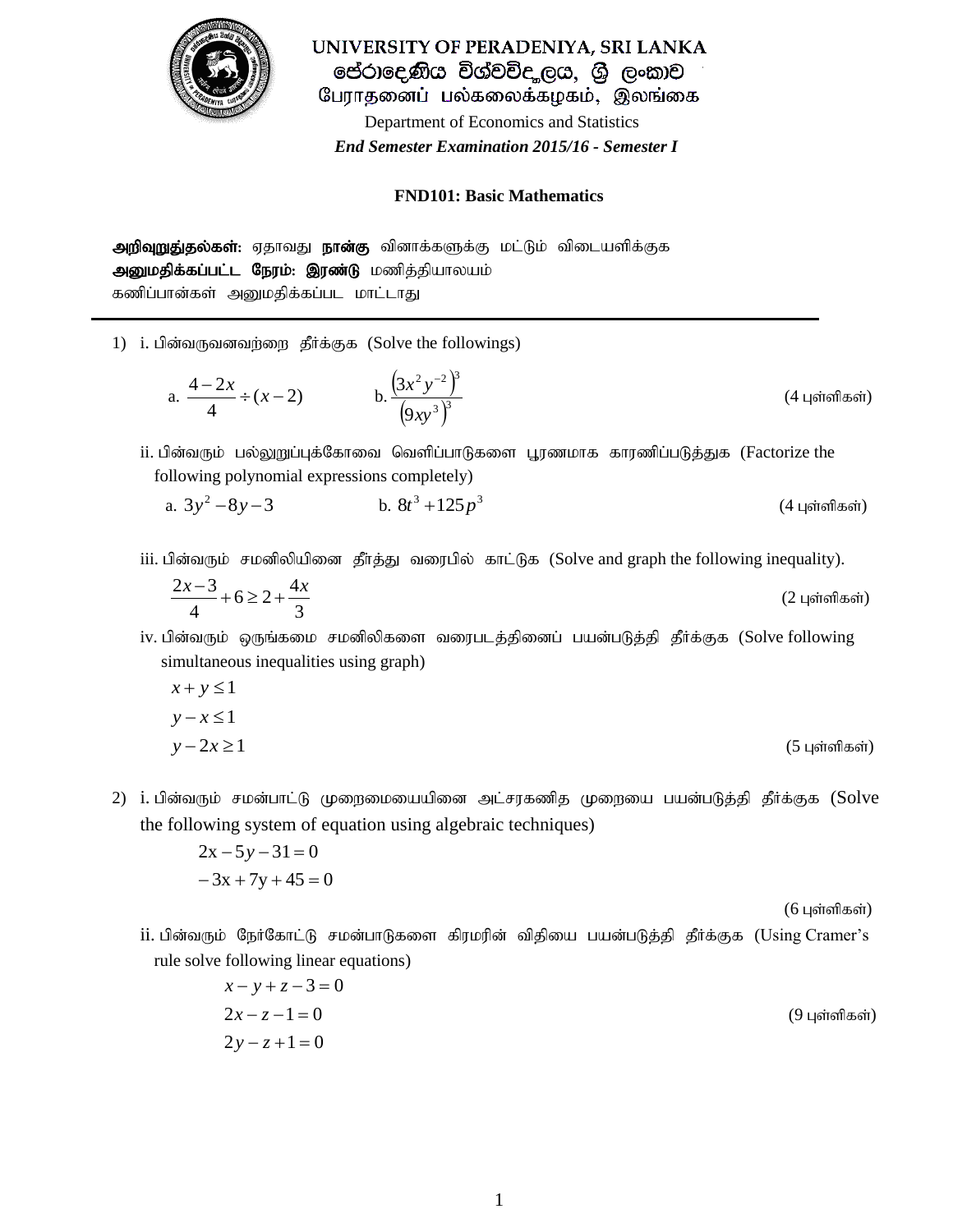# UNIVERSITY OF PERADENIYA, SRI LANKA
# පේරාදෙණිය විශ්වවිද්‍යාලය, ශ්‍රී ලංකාව
# பேராதனைப் பல்கலைக்கழகம், இலங்கை

Department of Economics and Statistics

***End Semester Examination 2015/16 - Semester I***

## FND101: Basic Mathematics

**அறிவுறுத்தல்கள்:** ஏதாவது **நான்கு** வினாக்களுக்கு மட்டும் விடையளிக்குக
**அனுமதிக்கப்பட்ட நேரம்: இரண்டு** மணித்தியாலயம்
கணிப்பான்கள் அனுமதிக்கப்பட மாட்டாது

---

1) i. பின்வருவனவற்றை தீர்க்குக (Solve the followings)

   a. $\dfrac{4-2x}{4} \div (x-2)$ b. $\dfrac{\left(3x^2y^{-2}\right)^3}{\left(9xy^3\right)^3}$ (4 புள்ளிகள்)

   ii. பின்வரும் பல்லுறுப்புக்கோவை வெளிப்பாடுகளை பூரணமாக காரணிப்படுத்துக (Factorize the following polynomial expressions completely)

   a. $3y^2 - 8y - 3$ b. $8t^3 + 125p^3$ (4 புள்ளிகள்)

   iii. பின்வரும் சமனிலியினை தீர்த்து வரைபில் காட்டுக (Solve and graph the following inequality).

   $\dfrac{2x-3}{4} + 6 \geq 2 + \dfrac{4x}{3}$ (2 புள்ளிகள்)

   iv. பின்வரும் ஒருங்கமை சமனிலிகளை வரைபடத்தினைப் பயன்படுத்தி தீர்க்குக (Solve following simultaneous inequalities using graph)

   $x + y \leq 1$

   $y - x \leq 1$

   $y - 2x \geq 1$ (5 புள்ளிகள்)

2) i. பின்வரும் சமன்பாட்டு முறைமையயினை அட்சரகணித முறையை பயன்படுத்தி தீர்க்குக (Solve the following system of equation using algebraic techniques)

   $2\text{x} - 5y - 31 = 0$

   $-3\text{x} + 7\text{y} + 45 = 0$

   (6 புள்ளிகள்)

   ii. பின்வரும் நேர்கோட்டு சமன்பாடுகளை கிரமரின் விதியை பயன்படுத்தி தீர்க்குக (Using Cramer's rule solve following linear equations)

   $x - y + z - 3 = 0$

   $2x - z - 1 = 0$ (9 புள்ளிகள்)

   $2y - z + 1 = 0$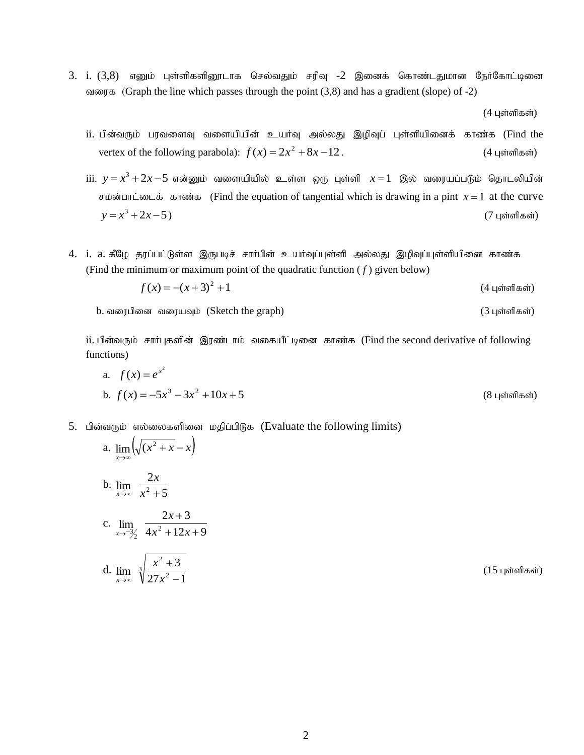3. i. (3,8) எனும் புள்ளிகளினூடாக செல்வதும் சரிவு -2 இனைக் கொண்டதுமான நேர்கோட்டினை வரைக (Graph the line which passes through the point (3,8) and has a gradient (slope) of -2)

   (4 புள்ளிகள்)

   ii. பின்வரும் பரவளைவு வளையியின் உயர்வு அல்லது இழிவுப் புள்ளியினைக் காண்க (Find the vertex of the following parabola): $f(x) = 2x^2 + 8x - 12$. (4 புள்ளிகள்)

   iii. $y = x^3 + 2x - 5$ என்னும் வளையியில் உள்ள ஒரு புள்ளி $x = 1$ இல் வரையப்படும் தொடலியின் சமன்பாட்டைக் காண்க (Find the equation of tangential which is drawing in a pint $x = 1$ at the curve $y = x^3 + 2x - 5$) (7 புள்ளிகள்)

4. i. a. கீழே தரப்பட்டுள்ள இருபடிச் சார்பின் உயர்வுப்புள்ளி அல்லது இழிவுப்புள்ளியினை காண்க (Find the minimum or maximum point of the quadratic function ( $f$ ) given below)

   $$f(x) = -(x+3)^2 + 1$$

   (4 புள்ளிகள்)

   b. வரைபினை வரையவும் (Sketch the graph) (3 புள்ளிகள்)

   ii. பின்வரும் சார்புகளின் இரண்டாம் வகையீட்டினை காண்க (Find the second derivative of following functions)

   a. $f(x) = e^{x^2}$

   b. $f(x) = -5x^3 - 3x^2 + 10x + 5$ (8 புள்ளிகள்)

5. பின்வரும் எல்லைகளினை மதிப்பிடுக (Evaluate the following limits)

   a. $\lim\limits_{x \to \infty} \left( \sqrt{(x^2 + x} - x \right)$

   b. $\lim\limits_{x \to \infty} \dfrac{2x}{x^2 + 5}$

   c. $\lim\limits_{x \to -3/2} \dfrac{2x + 3}{4x^2 + 12x + 9}$

   d. $\lim\limits_{x \to \infty} \sqrt[3]{\dfrac{x^2 + 3}{27x^2 - 1}}$ (15 புள்ளிகள்)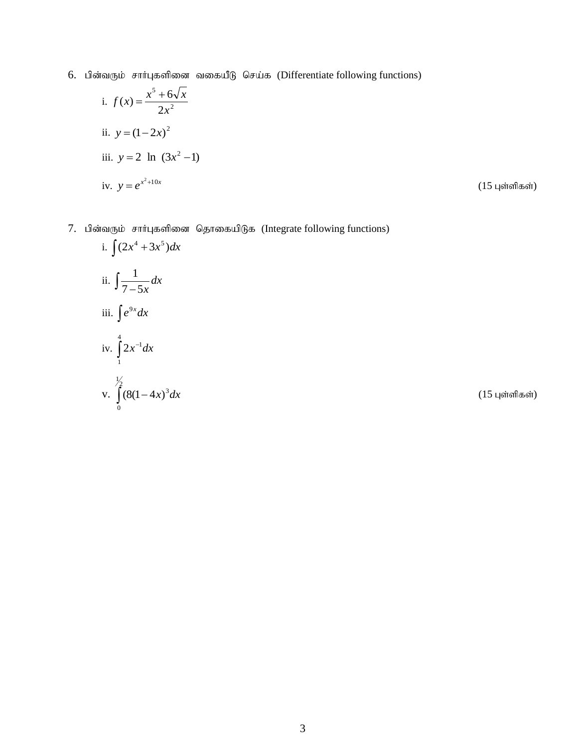6. பின்வரும் சார்புகளினை வகையீடு செய்க (Differentiate following functions)

i. $f(x) = \dfrac{x^5 + 6\sqrt{x}}{2x^2}$

ii. $y = (1 - 2x)^2$

iii. $y = 2 \ \ln \ (3x^2 - 1)$

iv. $y = e^{x^2 + 10x}$ (15 புள்ளிகள்)

7. பின்வரும் சார்புகளினை தொகையிடுக (Integrate following functions)

i. $\int (2x^4 + 3x^5)dx$

ii. $\int \dfrac{1}{7 - 5x} dx$

iii. $\int e^{9x} dx$

iv. $\int_1^4 2x^{-1} dx$

v. $\int_0^{1/2} (8(1 - 4x)^3 dx$ (15 புள்ளிகள்)